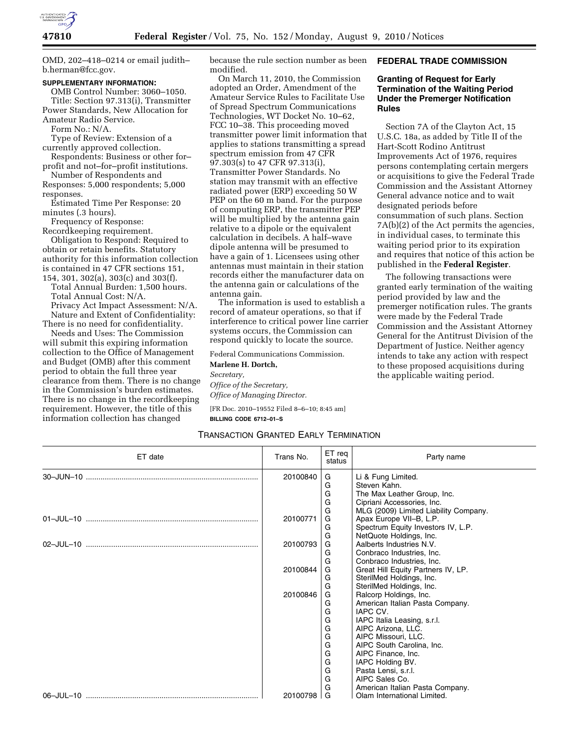OMD, 202–418–0214 or email judith–b.herman@fcc.gov.

**SUPPLEMENTARY INFORMATION:**

OMB Control Number: 3060–1050.

Title: Section 97.313(i), Transmitter Power Standards, New Allocation for Amateur Radio Service.

Form No.: N/A.

Type of Review: Extension of a currently approved collection.

Respondents: Business or other for–profit and not–for–profit institutions.

Number of Respondents and Responses: 5,000 respondents; 5,000 responses.

Estimated Time Per Response: 20 minutes (.3 hours).

Frequency of Response: Recordkeeping requirement.

Obligation to Respond: Required to obtain or retain benefits. Statutory authority for this information collection is contained in 47 CFR sections 151, 154, 301, 302(a), 303(c) and 303(f).

Total Annual Burden: 1,500 hours.

Total Annual Cost: N/A.

Privacy Act Impact Assessment: N/A.

Nature and Extent of Confidentiality: There is no need for confidentiality.

Needs and Uses: The Commission will submit this expiring information collection to the Office of Management and Budget (OMB) after this comment period to obtain the full three year clearance from them. There is no change in the Commission's burden estimates. There is no change in the recordkeeping requirement. However, the title of this information collection has changed because the rule section number as been modified.

On March 11, 2010, the Commission adopted an Order, Amendment of the Amateur Service Rules to Facilitate Use of Spread Spectrum Communications Technologies, WT Docket No. 10–62, FCC 10–38. This proceeding moved transmitter power limit information that applies to stations transmitting a spread spectrum emission from 47 CFR 97.303(s) to 47 CFR 97.313(i), Transmitter Power Standards. No station may transmit with an effective radiated power (ERP) exceeding 50 W PEP on the 60 m band. For the purpose of computing ERP, the transmitter PEP will be multiplied by the antenna gain relative to a dipole or the equivalent calculation in decibels. A half–wave dipole antenna will be presumed to have a gain of 1. Licensees using other antennas must maintain in their station records either the manufacturer data on the antenna gain or calculations of the antenna gain.

The information is used to establish a record of amateur operations, so that if interference to critical power line carrier systems occurs, the Commission can respond quickly to locate the source.

Federal Communications Commission.

**Marlene H. Dortch,**

*Secretary,*

*Office of the Secretary,*

*Office of Managing Director.*

[FR Doc. 2010–19552 Filed 8–6–10; 8:45 am]

**BILLING CODE 6712–01–S**

## FEDERAL TRADE COMMISSION

### Granting of Request for Early Termination of the Waiting Period Under the Premerger Notification Rules

Section 7A of the Clayton Act, 15 U.S.C. 18a, as added by Title II of the Hart-Scott Rodino Antitrust Improvements Act of 1976, requires persons contemplating certain mergers or acquisitions to give the Federal Trade Commission and the Assistant Attorney General advance notice and to wait designated periods before consummation of such plans. Section 7A(b)(2) of the Act permits the agencies, in individual cases, to terminate this waiting period prior to its expiration and requires that notice of this action be published in the **Federal Register**.

The following transactions were granted early termination of the waiting period provided by law and the premerger notification rules. The grants were made by the Federal Trade Commission and the Assistant Attorney General for the Antitrust Division of the Department of Justice. Neither agency intends to take any action with respect to these proposed acquisitions during the applicable waiting period.

TRANSACTION GRANTED EARLY TERMINATION

| ET date | Trans No. | ET req status | Party name |
|---|---|---|---|
| 30–JUN–10 | 20100840 | G | Li & Fung Limited. |
| | | G | Steven Kahn. |
| | | G | The Max Leather Group, Inc. |
| | | G | Cipriani Accessories, Inc. |
| | | G | MLG (2009) Limited Liability Company. |
| 01–JUL–10 | 20100771 | G | Apax Europe VII–B, L.P. |
| | | G | Spectrum Equity Investors IV, L.P. |
| | | G | NetQuote Holdings, Inc. |
| 02–JUL–10 | 20100793 | G | Aalberts Industries N.V. |
| | | G | Conbraco Industries, Inc. |
| | | G | Conbraco Industries, Inc. |
| | 20100844 | G | Great Hill Equity Partners IV, LP. |
| | | G | SterilMed Holdings, Inc. |
| | | G | SterilMed Holdings, Inc. |
| | 20100846 | G | Ralcorp Holdings, Inc. |
| | | G | American Italian Pasta Company. |
| | | G | IAPC CV. |
| | | G | IAPC Italia Leasing, s.r.l. |
| | | G | AIPC Arizona, LLC. |
| | | G | AIPC Missouri, LLC. |
| | | G | AIPC South Carolina, Inc. |
| | | G | AIPC Finance, Inc. |
| | | G | IAPC Holding BV. |
| | | G | Pasta Lensi, s.r.l. |
| | | G | AIPC Sales Co. |
| | | G | American Italian Pasta Company. |
| 06–JUL–10 | 20100798 | G | Olam International Limited. |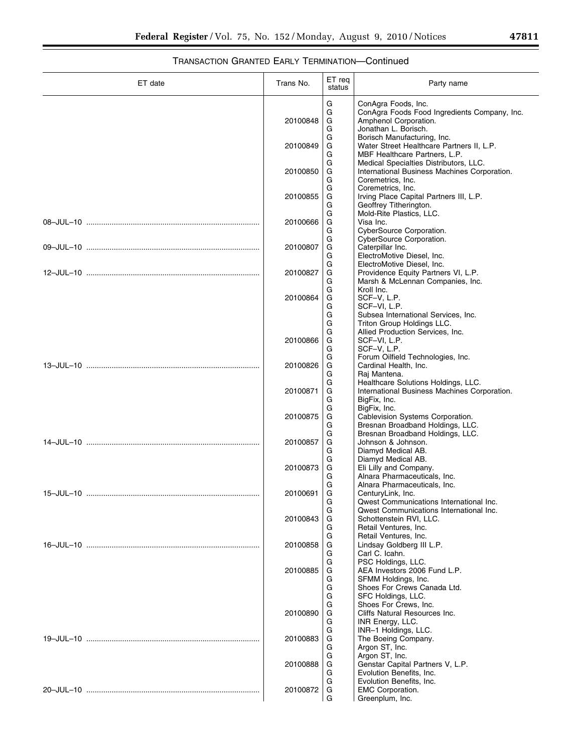TRANSACTION GRANTED EARLY TERMINATION—Continued

| ET date | Trans No. | ET req status | Party name |
|---|---|---|---|
| | | G | ConAgra Foods, Inc. |
| | | G | ConAgra Foods Food Ingredients Company, Inc. |
| | 20100848 | G | Amphenol Corporation. |
| | | G | Jonathan L. Borisch. |
| | | G | Borisch Manufacturing, Inc. |
| | 20100849 | G | Water Street Healthcare Partners II, L.P. |
| | | G | MBF Healthcare Partners, L.P. |
| | | G | Medical Specialties Distributors, LLC. |
| | 20100850 | G | International Business Machines Corporation. |
| | | G | Coremetrics, Inc. |
| | | G | Coremetrics, Inc. |
| | 20100855 | G | Irving Place Capital Partners III, L.P. |
| | | G | Geoffrey Titherington. |
| | | G | Mold-Rite Plastics, LLC. |
| 08–JUL–10 | 20100666 | G | Visa Inc. |
| | | G | CyberSource Corporation. |
| | | G | CyberSource Corporation. |
| 09–JUL–10 | 20100807 | G | Caterpillar Inc. |
| | | G | ElectroMotive Diesel, Inc. |
| | | G | ElectroMotive Diesel, Inc. |
| 12–JUL–10 | 20100827 | G | Providence Equity Partners VI, L.P. |
| | | G | Marsh & McLennan Companies, Inc. |
| | | G | Kroll Inc. |
| | 20100864 | G | SCF–V, L.P. |
| | | G | SCF–VI, L.P. |
| | | G | Subsea International Services, Inc. |
| | | G | Triton Group Holdings LLC. |
| | | G | Allied Production Services, Inc. |
| | 20100866 | G | SCF–VI, L.P. |
| | | G | SCF–V, L.P. |
| | | G | Forum Oilfield Technologies, Inc. |
| 13–JUL–10 | 20100826 | G | Cardinal Health, Inc. |
| | | G | Raj Mantena. |
| | | G | Healthcare Solutions Holdings, LLC. |
| | 20100871 | G | International Business Machines Corporation. |
| | | G | BigFix, Inc. |
| | | G | BigFix, Inc. |
| | 20100875 | G | Cablevision Systems Corporation. |
| | | G | Bresnan Broadband Holdings, LLC. |
| | | G | Bresnan Broadband Holdings, LLC. |
| 14–JUL–10 | 20100857 | G | Johnson & Johnson. |
| | | G | Diamyd Medical AB. |
| | | G | Diamyd Medical AB. |
| | 20100873 | G | Eli Lilly and Company. |
| | | G | Alnara Pharmaceuticals, Inc. |
| | | G | Alnara Pharmaceuticals, Inc. |
| 15–JUL–10 | 20100691 | G | CenturyLink, Inc. |
| | | G | Qwest Communications International Inc. |
| | | G | Qwest Communications International Inc. |
| | 20100843 | G | Schottenstein RVI, LLC. |
| | | G | Retail Ventures, Inc. |
| | | G | Retail Ventures, Inc. |
| 16–JUL–10 | 20100858 | G | Lindsay Goldberg III L.P. |
| | | G | Carl C. Icahn. |
| | | G | PSC Holdings, LLC. |
| | 20100885 | G | AEA Investors 2006 Fund L.P. |
| | | G | SFMM Holdings, Inc. |
| | | G | Shoes For Crews Canada Ltd. |
| | | G | SFC Holdings, LLC. |
| | | G | Shoes For Crews, Inc. |
| | 20100890 | G | Cliffs Natural Resources Inc. |
| | | G | INR Energy, LLC. |
| | | G | INR–1 Holdings, LLC. |
| 19–JUL–10 | 20100883 | G | The Boeing Company. |
| | | G | Argon ST, Inc. |
| | | G | Argon ST, Inc. |
| | 20100888 | G | Genstar Capital Partners V, L.P. |
| | | G | Evolution Benefits, Inc. |
| | | G | Evolution Benefits, Inc. |
| 20–JUL–10 | 20100872 | G | EMC Corporation. |
| | | G | Greenplum, Inc. |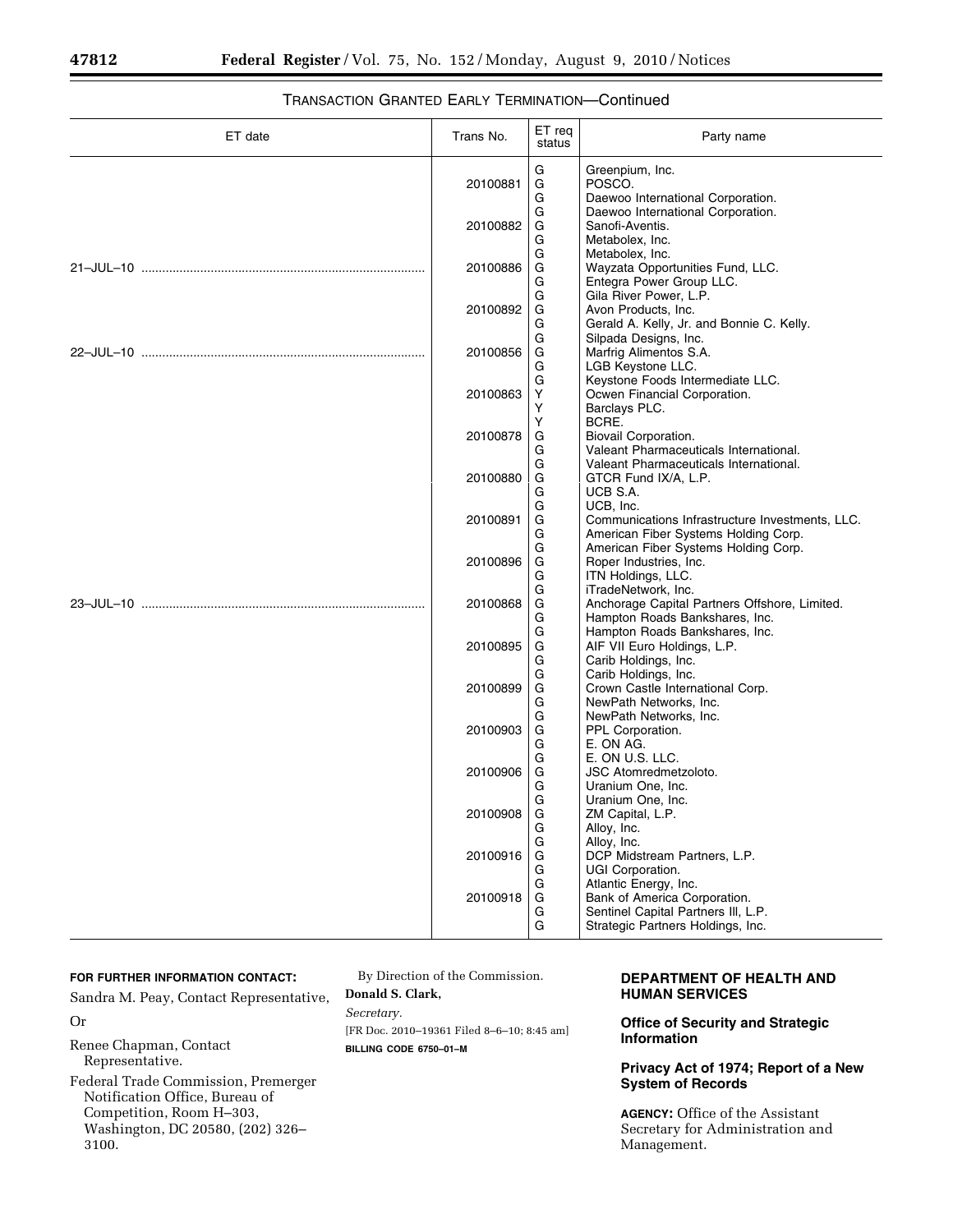TRANSACTION GRANTED EARLY TERMINATION—Continued

| ET date | Trans No. | ET req status | Party name |
|---|---|---|---|
| | | G | Greenpium, Inc. |
| | 20100881 | G | POSCO. |
| | | G | Daewoo International Corporation. |
| | | G | Daewoo International Corporation. |
| | 20100882 | G | Sanofi-Aventis. |
| | | G | Metabolex, Inc. |
| | | G | Metabolex, Inc. |
| 21–JUL–10 | 20100886 | G | Wayzata Opportunities Fund, LLC. |
| | | G | Entegra Power Group LLC. |
| | | G | Gila River Power, L.P. |
| | 20100892 | G | Avon Products, Inc. |
| | | G | Gerald A. Kelly, Jr. and Bonnie C. Kelly. |
| | | G | Silpada Designs, Inc. |
| 22–JUL–10 | 20100856 | G | Marfrig Alimentos S.A. |
| | | G | LGB Keystone LLC. |
| | | G | Keystone Foods Intermediate LLC. |
| | 20100863 | Y | Ocwen Financial Corporation. |
| | | Y | Barclays PLC. |
| | | Y | BCRE. |
| | 20100878 | G | Biovail Corporation. |
| | | G | Valeant Pharmaceuticals International. |
| | | G | Valeant Pharmaceuticals International. |
| | 20100880 | G | GTCR Fund IX/A, L.P. |
| | | G | UCB S.A. |
| | | G | UCB, Inc. |
| | 20100891 | G | Communications Infrastructure Investments, LLC. |
| | | G | American Fiber Systems Holding Corp. |
| | | G | American Fiber Systems Holding Corp. |
| | 20100896 | G | Roper Industries, Inc. |
| | | G | ITN Holdings, LLC. |
| | | G | iTradeNetwork, Inc. |
| 23–JUL–10 | 20100868 | G | Anchorage Capital Partners Offshore, Limited. |
| | | G | Hampton Roads Bankshares, Inc. |
| | | G | Hampton Roads Bankshares, Inc. |
| | 20100895 | G | AIF VII Euro Holdings, L.P. |
| | | G | Carib Holdings, Inc. |
| | | G | Carib Holdings, Inc. |
| | 20100899 | G | Crown Castle International Corp. |
| | | G | NewPath Networks, Inc. |
| | | G | NewPath Networks, Inc. |
| | 20100903 | G | PPL Corporation. |
| | | G | E. ON AG. |
| | | G | E. ON U.S. LLC. |
| | 20100906 | G | JSC Atomredmetzoloto. |
| | | G | Uranium One, Inc. |
| | | G | Uranium One, Inc. |
| | 20100908 | G | ZM Capital, L.P. |
| | | G | Alloy, Inc. |
| | | G | Alloy, Inc. |
| | 20100916 | G | DCP Midstream Partners, L.P. |
| | | G | UGI Corporation. |
| | | G | Atlantic Energy, Inc. |
| | 20100918 | G | Bank of America Corporation. |
| | | G | Sentinel Capital Partners III, L.P. |
| | | G | Strategic Partners Holdings, Inc. |

**FOR FURTHER INFORMATION CONTACT:**

Sandra M. Peay, Contact Representative,

Or

Renee Chapman, Contact Representative.

Federal Trade Commission, Premerger Notification Office, Bureau of Competition, Room H–303, Washington, DC 20580, (202) 326–3100.

By Direction of the Commission.

**Donald S. Clark,**

*Secretary.*

[FR Doc. 2010–19361 Filed 8–6–10; 8:45 am]

**BILLING CODE 6750–01–M**

## DEPARTMENT OF HEALTH AND HUMAN SERVICES

### Office of Security and Strategic Information

### Privacy Act of 1974; Report of a New System of Records

**AGENCY:** Office of the Assistant Secretary for Administration and Management.